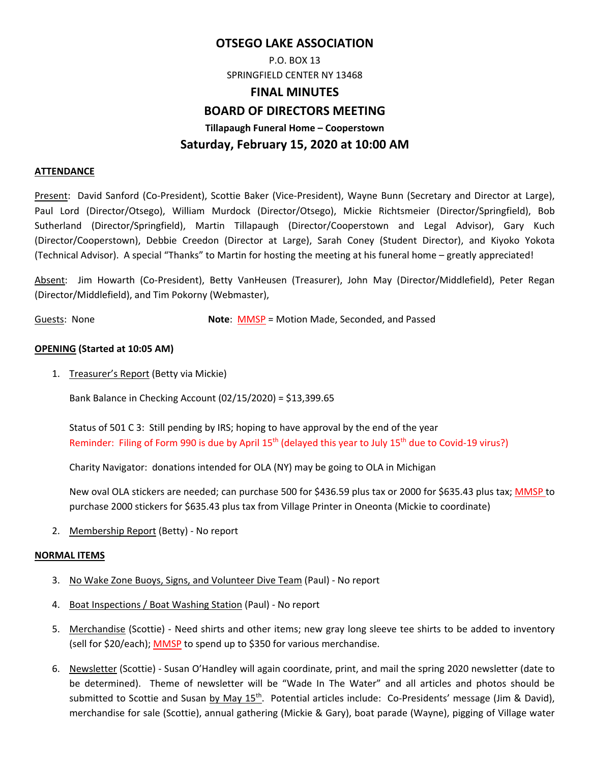# OTSEGO LAKE ASSOCIATION

P.O. BOX 13

SPRINGFIELD CENTER NY 13468

## FINAL MINUTES

## BOARD OF DIRECTORS MEETING

**Tillapaugh Funeral Home – Cooperstown**

## Saturday, February 15, 2020 at 10:00 AM

**ATTENDANCE**

Present: David Sanford (Co-President), Scottie Baker (Vice-President), Wayne Bunn (Secretary and Director at Large), Paul Lord (Director/Otsego), William Murdock (Director/Otsego), Mickie Richtsmeier (Director/Springfield), Bob Sutherland (Director/Springfield), Martin Tillapaugh (Director/Cooperstown and Legal Advisor), Gary Kuch (Director/Cooperstown), Debbie Creedon (Director at Large), Sarah Coney (Student Director), and Kiyoko Yokota (Technical Advisor). A special "Thanks" to Martin for hosting the meeting at his funeral home – greatly appreciated!

Absent: Jim Howarth (Co-President), Betty VanHeusen (Treasurer), John May (Director/Middlefield), Peter Regan (Director/Middlefield), and Tim Pokorny (Webmaster),

Guests: None **Note**: MMSP = Motion Made, Seconded, and Passed

**OPENING (Started at 10:05 AM)**

1. Treasurer's Report (Betty via Mickie)

   Bank Balance in Checking Account (02/15/2020) = $13,399.65

   Status of 501 C 3: Still pending by IRS; hoping to have approval by the end of the year
   Reminder: Filing of Form 990 is due by April 15th (delayed this year to July 15th due to Covid-19 virus?)

   Charity Navigator: donations intended for OLA (NY) may be going to OLA in Michigan

   New oval OLA stickers are needed; can purchase 500 for $436.59 plus tax or 2000 for $635.43 plus tax; MMSP to purchase 2000 stickers for $635.43 plus tax from Village Printer in Oneonta (Mickie to coordinate)

2. Membership Report (Betty) - No report

**NORMAL ITEMS**

3. No Wake Zone Buoys, Signs, and Volunteer Dive Team (Paul) - No report

4. Boat Inspections / Boat Washing Station (Paul) - No report

5. Merchandise (Scottie) - Need shirts and other items; new gray long sleeve tee shirts to be added to inventory (sell for $20/each); MMSP to spend up to $350 for various merchandise.

6. Newsletter (Scottie) - Susan O'Handley will again coordinate, print, and mail the spring 2020 newsletter (date to be determined). Theme of newsletter will be "Wade In The Water" and all articles and photos should be submitted to Scottie and Susan by May 15th. Potential articles include: Co-Presidents' message (Jim & David), merchandise for sale (Scottie), annual gathering (Mickie & Gary), boat parade (Wayne), pigging of Village water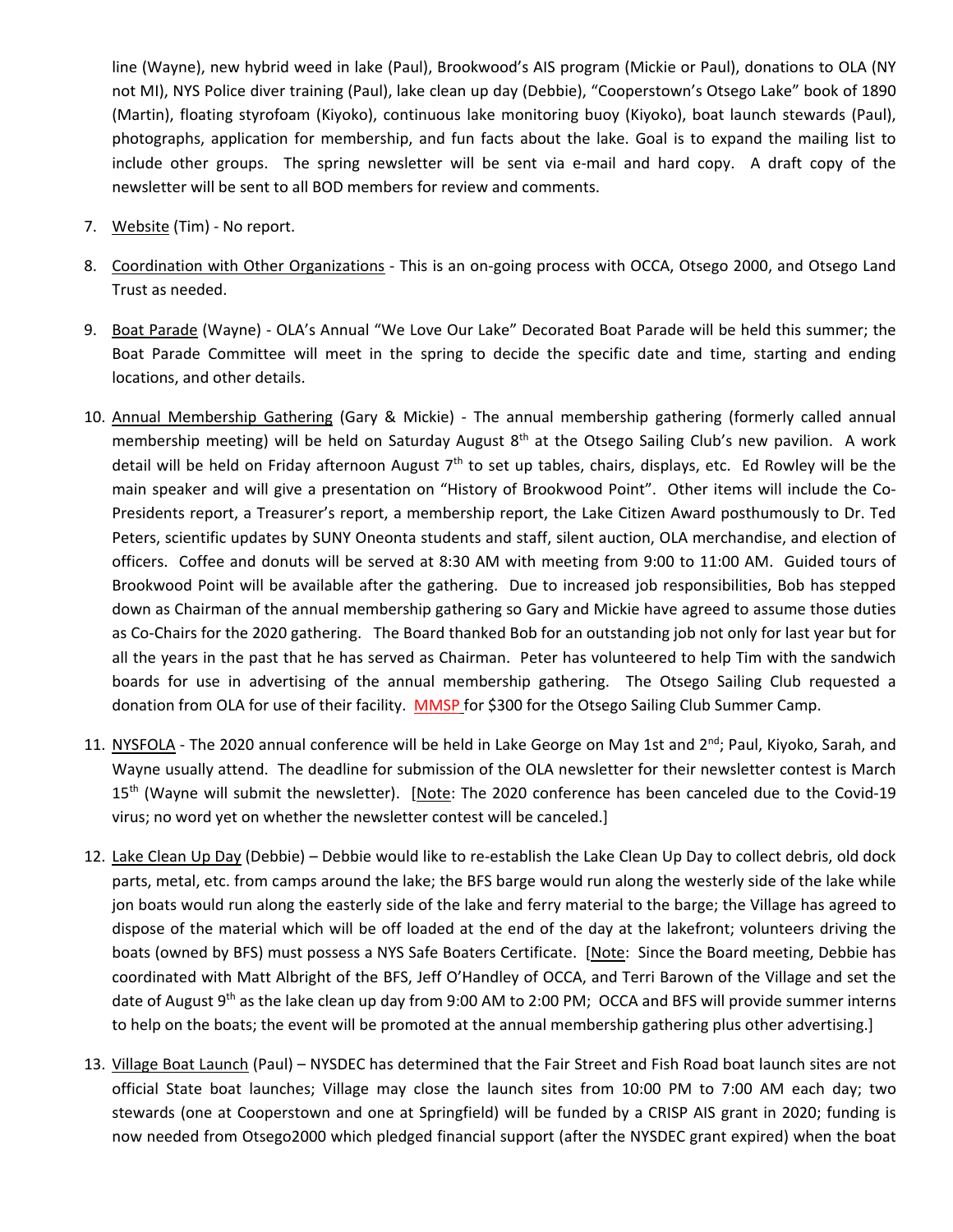line (Wayne), new hybrid weed in lake (Paul), Brookwood's AIS program (Mickie or Paul), donations to OLA (NY not MI), NYS Police diver training (Paul), lake clean up day (Debbie), "Cooperstown's Otsego Lake" book of 1890 (Martin), floating styrofoam (Kiyoko), continuous lake monitoring buoy (Kiyoko), boat launch stewards (Paul), photographs, application for membership, and fun facts about the lake. Goal is to expand the mailing list to include other groups. The spring newsletter will be sent via e-mail and hard copy. A draft copy of the newsletter will be sent to all BOD members for review and comments.

7. Website (Tim) - No report.

8. Coordination with Other Organizations - This is an on-going process with OCCA, Otsego 2000, and Otsego Land Trust as needed.

9. Boat Parade (Wayne) - OLA's Annual "We Love Our Lake" Decorated Boat Parade will be held this summer; the Boat Parade Committee will meet in the spring to decide the specific date and time, starting and ending locations, and other details.

10. Annual Membership Gathering (Gary & Mickie) - The annual membership gathering (formerly called annual membership meeting) will be held on Saturday August 8th at the Otsego Sailing Club's new pavilion. A work detail will be held on Friday afternoon August 7th to set up tables, chairs, displays, etc. Ed Rowley will be the main speaker and will give a presentation on "History of Brookwood Point". Other items will include the Co-Presidents report, a Treasurer's report, a membership report, the Lake Citizen Award posthumously to Dr. Ted Peters, scientific updates by SUNY Oneonta students and staff, silent auction, OLA merchandise, and election of officers. Coffee and donuts will be served at 8:30 AM with meeting from 9:00 to 11:00 AM. Guided tours of Brookwood Point will be available after the gathering. Due to increased job responsibilities, Bob has stepped down as Chairman of the annual membership gathering so Gary and Mickie have agreed to assume those duties as Co-Chairs for the 2020 gathering. The Board thanked Bob for an outstanding job not only for last year but for all the years in the past that he has served as Chairman. Peter has volunteered to help Tim with the sandwich boards for use in advertising of the annual membership gathering. The Otsego Sailing Club requested a donation from OLA for use of their facility. MMSP for $300 for the Otsego Sailing Club Summer Camp.

11. NYSFOLA - The 2020 annual conference will be held in Lake George on May 1st and 2nd; Paul, Kiyoko, Sarah, and Wayne usually attend. The deadline for submission of the OLA newsletter for their newsletter contest is March 15th (Wayne will submit the newsletter). [Note: The 2020 conference has been canceled due to the Covid-19 virus; no word yet on whether the newsletter contest will be canceled.]

12. Lake Clean Up Day (Debbie) – Debbie would like to re-establish the Lake Clean Up Day to collect debris, old dock parts, metal, etc. from camps around the lake; the BFS barge would run along the westerly side of the lake while jon boats would run along the easterly side of the lake and ferry material to the barge; the Village has agreed to dispose of the material which will be off loaded at the end of the day at the lakefront; volunteers driving the boats (owned by BFS) must possess a NYS Safe Boaters Certificate. [Note: Since the Board meeting, Debbie has coordinated with Matt Albright of the BFS, Jeff O'Handley of OCCA, and Terri Barown of the Village and set the date of August 9th as the lake clean up day from 9:00 AM to 2:00 PM; OCCA and BFS will provide summer interns to help on the boats; the event will be promoted at the annual membership gathering plus other advertising.]

13. Village Boat Launch (Paul) – NYSDEC has determined that the Fair Street and Fish Road boat launch sites are not official State boat launches; Village may close the launch sites from 10:00 PM to 7:00 AM each day; two stewards (one at Cooperstown and one at Springfield) will be funded by a CRISP AIS grant in 2020; funding is now needed from Otsego2000 which pledged financial support (after the NYSDEC grant expired) when the boat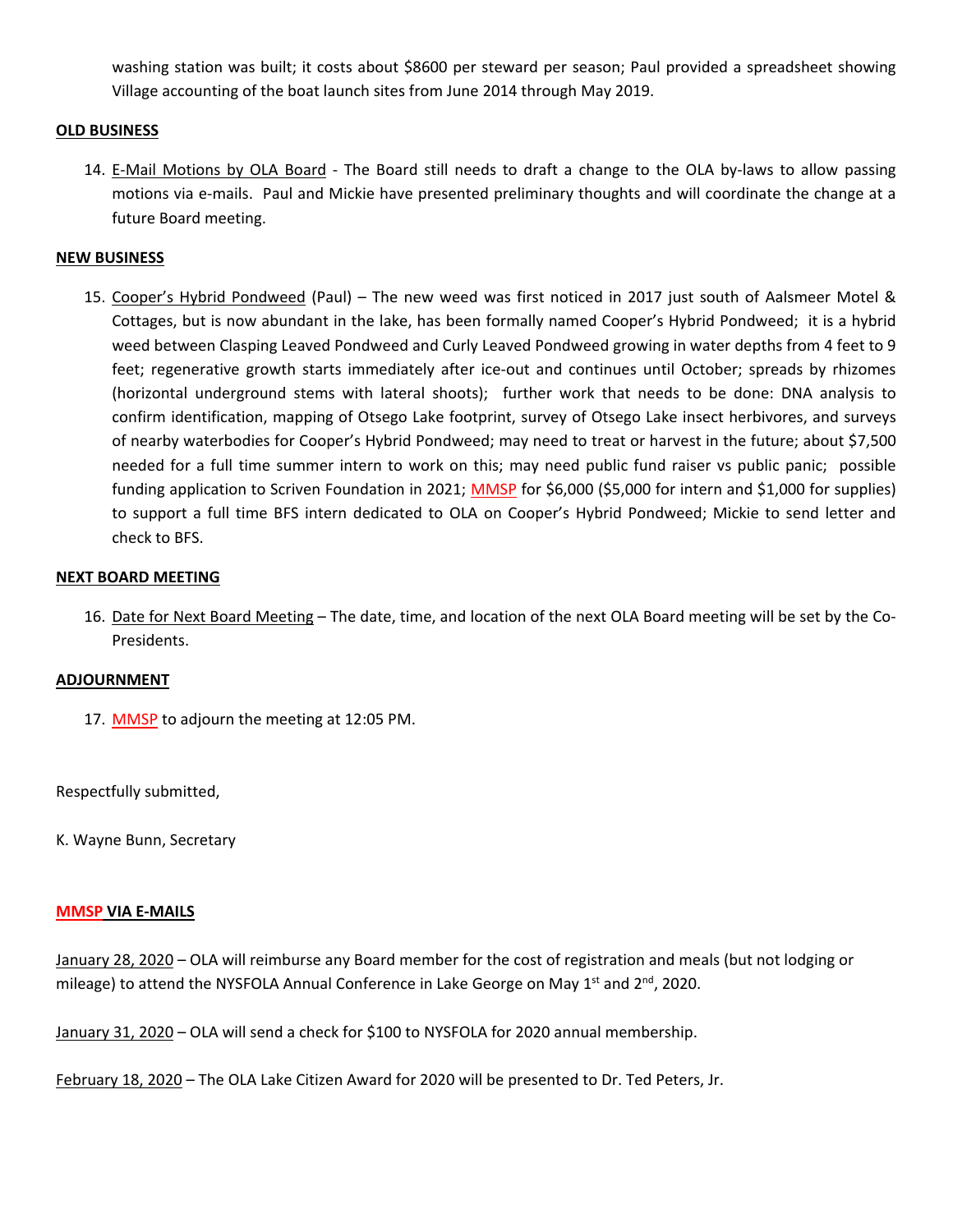washing station was built; it costs about $8600 per steward per season; Paul provided a spreadsheet showing Village accounting of the boat launch sites from June 2014 through May 2019.

**OLD BUSINESS**

14. E-Mail Motions by OLA Board - The Board still needs to draft a change to the OLA by-laws to allow passing motions via e-mails. Paul and Mickie have presented preliminary thoughts and will coordinate the change at a future Board meeting.

**NEW BUSINESS**

15. Cooper's Hybrid Pondweed (Paul) – The new weed was first noticed in 2017 just south of Aalsmeer Motel & Cottages, but is now abundant in the lake, has been formally named Cooper's Hybrid Pondweed; it is a hybrid weed between Clasping Leaved Pondweed and Curly Leaved Pondweed growing in water depths from 4 feet to 9 feet; regenerative growth starts immediately after ice-out and continues until October; spreads by rhizomes (horizontal underground stems with lateral shoots); further work that needs to be done: DNA analysis to confirm identification, mapping of Otsego Lake footprint, survey of Otsego Lake insect herbivores, and surveys of nearby waterbodies for Cooper's Hybrid Pondweed; may need to treat or harvest in the future; about $7,500 needed for a full time summer intern to work on this; may need public fund raiser vs public panic; possible funding application to Scriven Foundation in 2021; MMSP for $6,000 ($5,000 for intern and $1,000 for supplies) to support a full time BFS intern dedicated to OLA on Cooper's Hybrid Pondweed; Mickie to send letter and check to BFS.

**NEXT BOARD MEETING**

16. Date for Next Board Meeting – The date, time, and location of the next OLA Board meeting will be set by the Co-Presidents.

**ADJOURNMENT**

17. MMSP to adjourn the meeting at 12:05 PM.

Respectfully submitted,

K. Wayne Bunn, Secretary

**MMSP VIA E-MAILS**

January 28, 2020 – OLA will reimburse any Board member for the cost of registration and meals (but not lodging or mileage) to attend the NYSFOLA Annual Conference in Lake George on May 1st and 2nd, 2020.

January 31, 2020 – OLA will send a check for $100 to NYSFOLA for 2020 annual membership.

February 18, 2020 – The OLA Lake Citizen Award for 2020 will be presented to Dr. Ted Peters, Jr.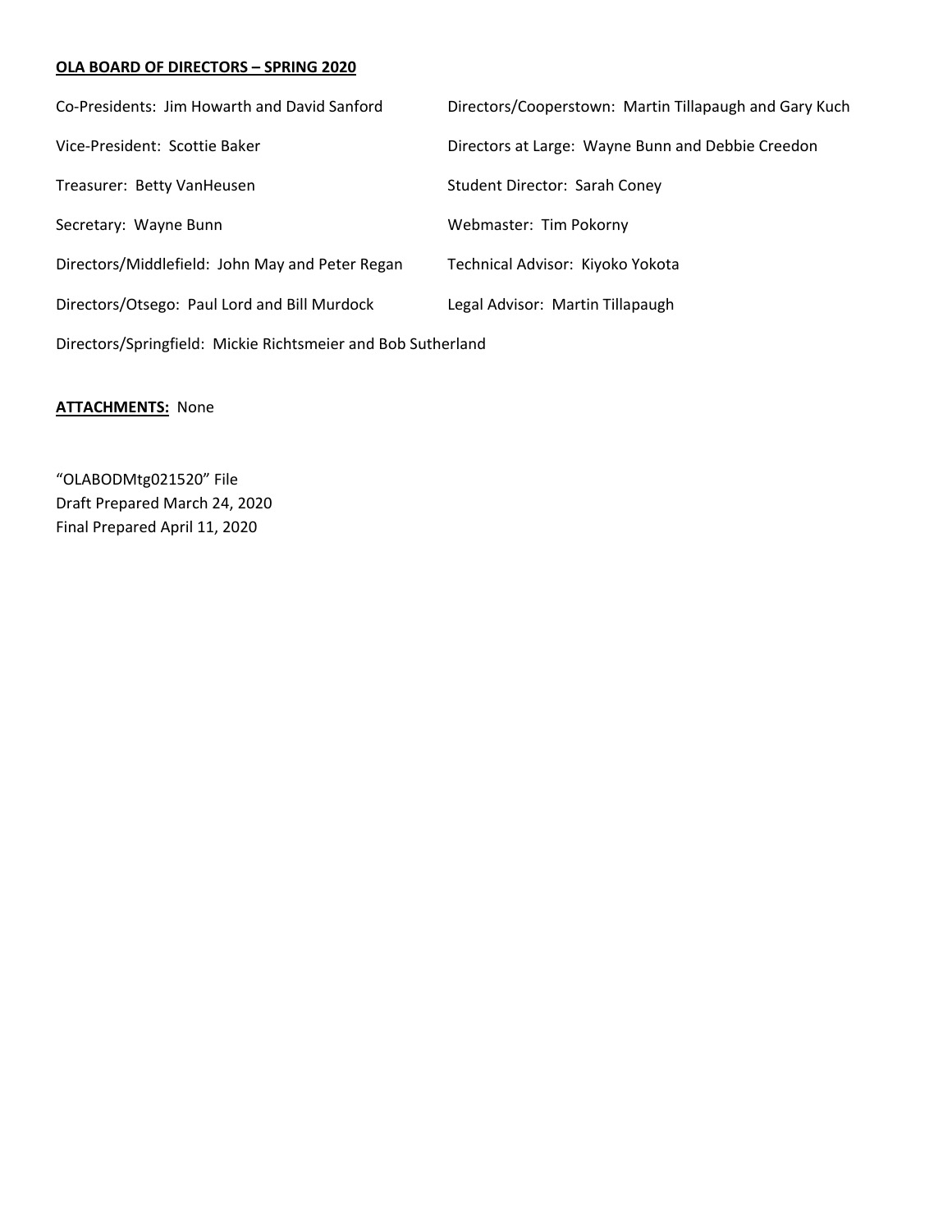**OLA BOARD OF DIRECTORS – SPRING 2020**

Co-Presidents: Jim Howarth and David Sanford

Vice-President: Scottie Baker

Treasurer: Betty VanHeusen

Secretary: Wayne Bunn

Directors/Middlefield: John May and Peter Regan

Directors/Otsego: Paul Lord and Bill Murdock

Directors/Springfield: Mickie Richtsmeier and Bob Sutherland

Directors/Cooperstown: Martin Tillapaugh and Gary Kuch

Directors at Large: Wayne Bunn and Debbie Creedon

Student Director: Sarah Coney

Webmaster: Tim Pokorny

Technical Advisor: Kiyoko Yokota

Legal Advisor: Martin Tillapaugh

**ATTACHMENTS:** None

"OLABODMtg021520" File  
Draft Prepared March 24, 2020  
Final Prepared April 11, 2020